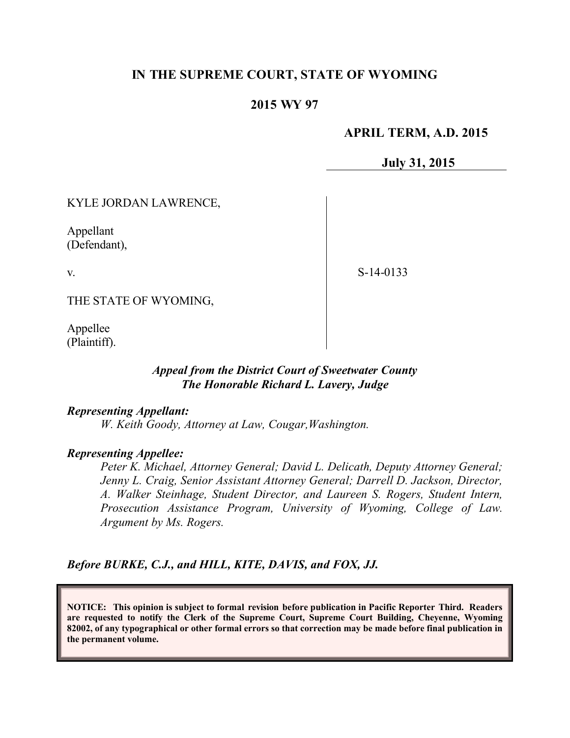**IN THE SUPREME COURT, STATE OF WYOMING**

**2015 WY 97**

**APRIL TERM, A.D. 2015**

**July 31, 2015**

KYLE JORDAN LAWRENCE,

Appellant
(Defendant),

v.

S-14-0133

THE STATE OF WYOMING,

Appellee
(Plaintiff).

***Appeal from the District Court of Sweetwater County***
***The Honorable Richard L. Lavery, Judge***

***Representing Appellant:***
*W. Keith Goody, Attorney at Law, Cougar,Washington.*

***Representing Appellee:***
*Peter K. Michael, Attorney General; David L. Delicath, Deputy Attorney General; Jenny L. Craig, Senior Assistant Attorney General; Darrell D. Jackson, Director, A. Walker Steinhage, Student Director, and Laureen S. Rogers, Student Intern, Prosecution Assistance Program, University of Wyoming, College of Law. Argument by Ms. Rogers.*

***Before BURKE, C.J., and HILL, KITE, DAVIS, and FOX, JJ.***

**NOTICE: This opinion is subject to formal revision before publication in Pacific Reporter Third. Readers are requested to notify the Clerk of the Supreme Court, Supreme Court Building, Cheyenne, Wyoming 82002, of any typographical or other formal errors so that correction may be made before final publication in the permanent volume.**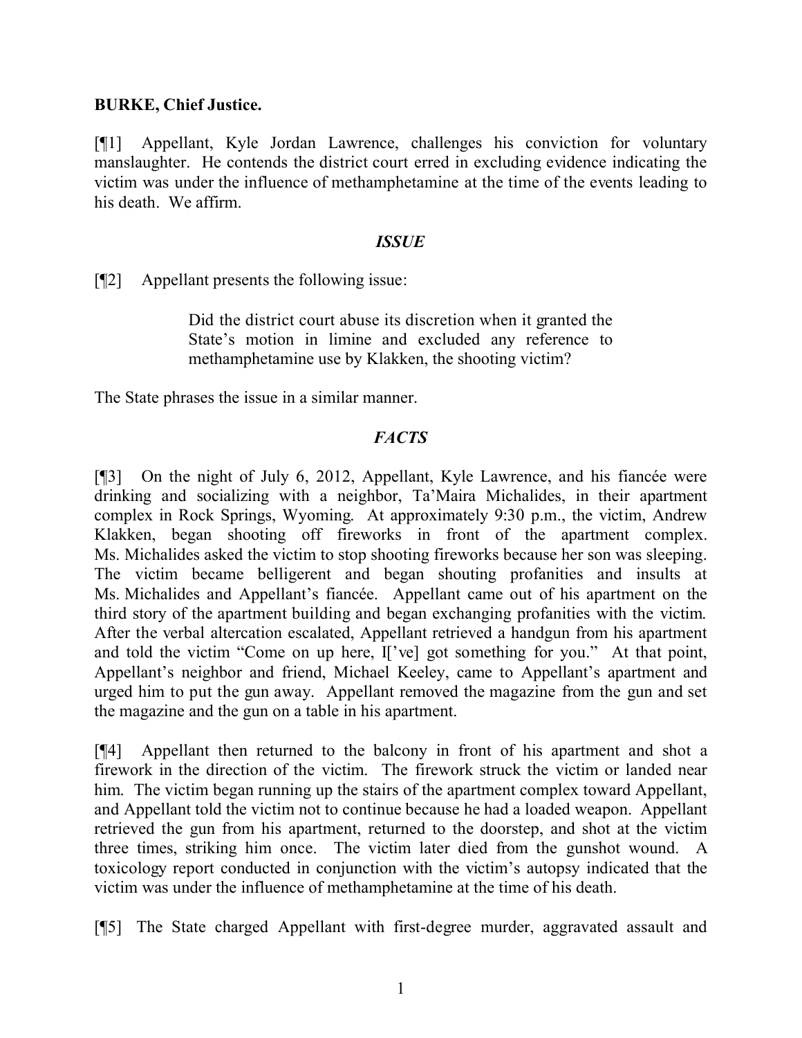**BURKE, Chief Justice.**

[¶1] Appellant, Kyle Jordan Lawrence, challenges his conviction for voluntary manslaughter. He contends the district court erred in excluding evidence indicating the victim was under the influence of methamphetamine at the time of the events leading to his death. We affirm.

## *ISSUE*

[¶2] Appellant presents the following issue:

> Did the district court abuse its discretion when it granted the State's motion in limine and excluded any reference to methamphetamine use by Klakken, the shooting victim?

The State phrases the issue in a similar manner.

## *FACTS*

[¶3] On the night of July 6, 2012, Appellant, Kyle Lawrence, and his fiancée were drinking and socializing with a neighbor, Ta'Maira Michalides, in their apartment complex in Rock Springs, Wyoming. At approximately 9:30 p.m., the victim, Andrew Klakken, began shooting off fireworks in front of the apartment complex. Ms. Michalides asked the victim to stop shooting fireworks because her son was sleeping. The victim became belligerent and began shouting profanities and insults at Ms. Michalides and Appellant's fiancée. Appellant came out of his apartment on the third story of the apartment building and began exchanging profanities with the victim. After the verbal altercation escalated, Appellant retrieved a handgun from his apartment and told the victim "Come on up here, I['ve] got something for you." At that point, Appellant's neighbor and friend, Michael Keeley, came to Appellant's apartment and urged him to put the gun away. Appellant removed the magazine from the gun and set the magazine and the gun on a table in his apartment.

[¶4] Appellant then returned to the balcony in front of his apartment and shot a firework in the direction of the victim. The firework struck the victim or landed near him. The victim began running up the stairs of the apartment complex toward Appellant, and Appellant told the victim not to continue because he had a loaded weapon. Appellant retrieved the gun from his apartment, returned to the doorstep, and shot at the victim three times, striking him once. The victim later died from the gunshot wound. A toxicology report conducted in conjunction with the victim's autopsy indicated that the victim was under the influence of methamphetamine at the time of his death.

[¶5] The State charged Appellant with first-degree murder, aggravated assault and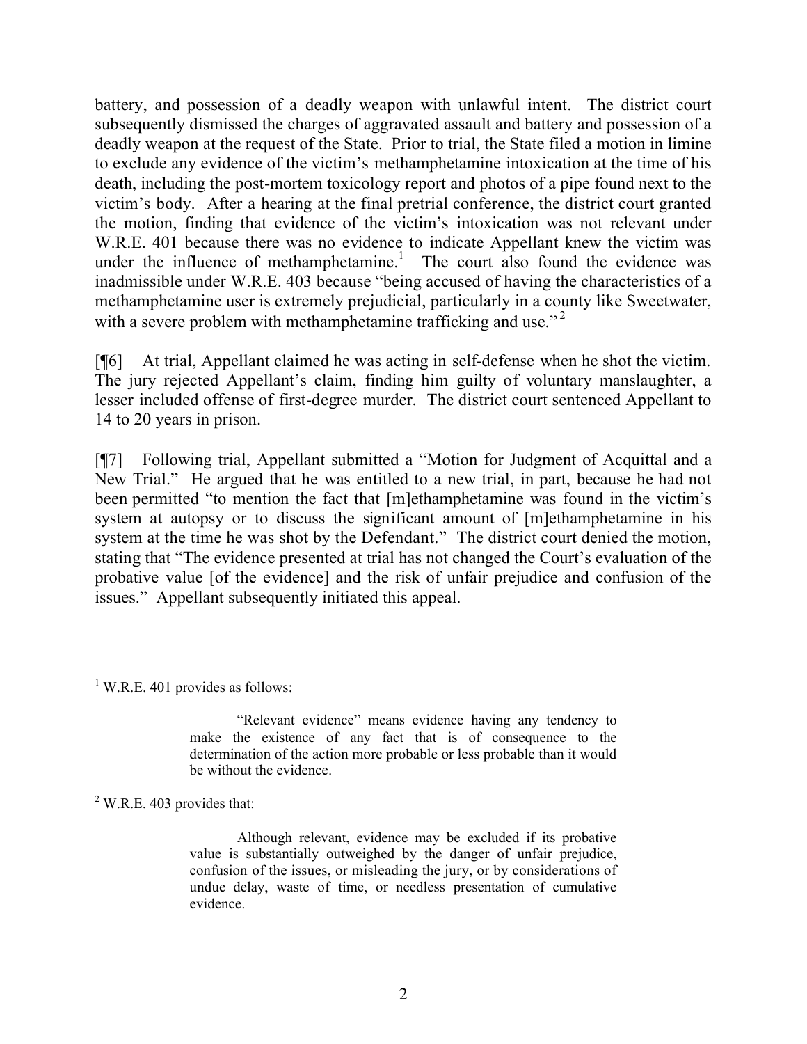battery, and possession of a deadly weapon with unlawful intent. The district court subsequently dismissed the charges of aggravated assault and battery and possession of a deadly weapon at the request of the State. Prior to trial, the State filed a motion in limine to exclude any evidence of the victim's methamphetamine intoxication at the time of his death, including the post-mortem toxicology report and photos of a pipe found next to the victim's body. After a hearing at the final pretrial conference, the district court granted the motion, finding that evidence of the victim's intoxication was not relevant under W.R.E. 401 because there was no evidence to indicate Appellant knew the victim was under the influence of methamphetamine.[1] The court also found the evidence was inadmissible under W.R.E. 403 because "being accused of having the characteristics of a methamphetamine user is extremely prejudicial, particularly in a county like Sweetwater, with a severe problem with methamphetamine trafficking and use."[2]

[¶6] At trial, Appellant claimed he was acting in self-defense when he shot the victim. The jury rejected Appellant's claim, finding him guilty of voluntary manslaughter, a lesser included offense of first-degree murder. The district court sentenced Appellant to 14 to 20 years in prison.

[¶7] Following trial, Appellant submitted a "Motion for Judgment of Acquittal and a New Trial." He argued that he was entitled to a new trial, in part, because he had not been permitted "to mention the fact that [m]ethamphetamine was found in the victim's system at autopsy or to discuss the significant amount of [m]ethamphetamine in his system at the time he was shot by the Defendant." The district court denied the motion, stating that "The evidence presented at trial has not changed the Court's evaluation of the probative value [of the evidence] and the risk of unfair prejudice and confusion of the issues." Appellant subsequently initiated this appeal.

---

[1] W.R.E. 401 provides as follows:

> "Relevant evidence" means evidence having any tendency to make the existence of any fact that is of consequence to the determination of the action more probable or less probable than it would be without the evidence.

[2] W.R.E. 403 provides that:

> Although relevant, evidence may be excluded if its probative value is substantially outweighed by the danger of unfair prejudice, confusion of the issues, or misleading the jury, or by considerations of undue delay, waste of time, or needless presentation of cumulative evidence.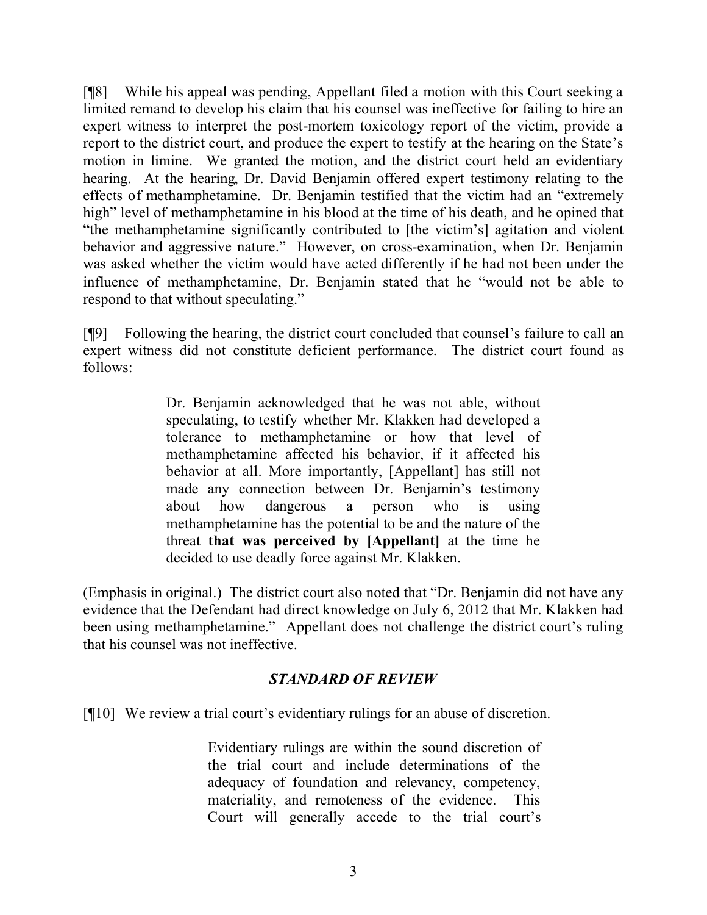[¶8] While his appeal was pending, Appellant filed a motion with this Court seeking a limited remand to develop his claim that his counsel was ineffective for failing to hire an expert witness to interpret the post-mortem toxicology report of the victim, provide a report to the district court, and produce the expert to testify at the hearing on the State's motion in limine. We granted the motion, and the district court held an evidentiary hearing. At the hearing, Dr. David Benjamin offered expert testimony relating to the effects of methamphetamine. Dr. Benjamin testified that the victim had an "extremely high" level of methamphetamine in his blood at the time of his death, and he opined that "the methamphetamine significantly contributed to [the victim's] agitation and violent behavior and aggressive nature." However, on cross-examination, when Dr. Benjamin was asked whether the victim would have acted differently if he had not been under the influence of methamphetamine, Dr. Benjamin stated that he "would not be able to respond to that without speculating."

[¶9] Following the hearing, the district court concluded that counsel's failure to call an expert witness did not constitute deficient performance. The district court found as follows:

> Dr. Benjamin acknowledged that he was not able, without speculating, to testify whether Mr. Klakken had developed a tolerance to methamphetamine or how that level of methamphetamine affected his behavior, if it affected his behavior at all. More importantly, [Appellant] has still not made any connection between Dr. Benjamin's testimony about how dangerous a person who is using methamphetamine has the potential to be and the nature of the threat **that was perceived by [Appellant]** at the time he decided to use deadly force against Mr. Klakken.

(Emphasis in original.) The district court also noted that "Dr. Benjamin did not have any evidence that the Defendant had direct knowledge on July 6, 2012 that Mr. Klakken had been using methamphetamine." Appellant does not challenge the district court's ruling that his counsel was not ineffective.

## *STANDARD OF REVIEW*

[¶10] We review a trial court's evidentiary rulings for an abuse of discretion.

> Evidentiary rulings are within the sound discretion of the trial court and include determinations of the adequacy of foundation and relevancy, competency, materiality, and remoteness of the evidence. This Court will generally accede to the trial court's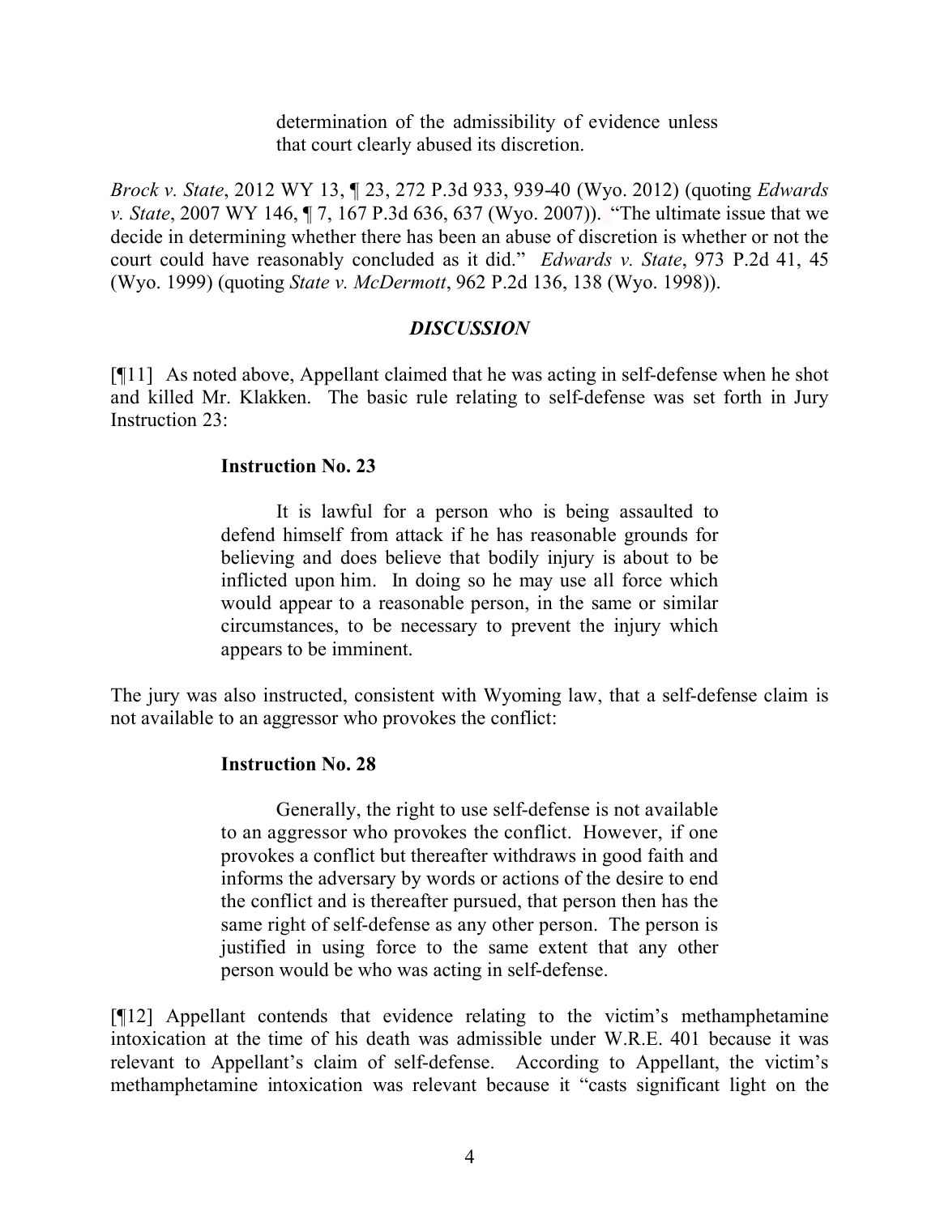> determination of the admissibility of evidence unless that court clearly abused its discretion.

*Brock v. State*, 2012 WY 13, ¶ 23, 272 P.3d 933, 939-40 (Wyo. 2012) (quoting *Edwards v. State*, 2007 WY 146, ¶ 7, 167 P.3d 636, 637 (Wyo. 2007)). "The ultimate issue that we decide in determining whether there has been an abuse of discretion is whether or not the court could have reasonably concluded as it did." *Edwards v. State*, 973 P.2d 41, 45 (Wyo. 1999) (quoting *State v. McDermott*, 962 P.2d 136, 138 (Wyo. 1998)).

### *DISCUSSION*

[¶11] As noted above, Appellant claimed that he was acting in self-defense when he shot and killed Mr. Klakken. The basic rule relating to self-defense was set forth in Jury Instruction 23:

> **Instruction No. 23**
>
> It is lawful for a person who is being assaulted to defend himself from attack if he has reasonable grounds for believing and does believe that bodily injury is about to be inflicted upon him. In doing so he may use all force which would appear to a reasonable person, in the same or similar circumstances, to be necessary to prevent the injury which appears to be imminent.

The jury was also instructed, consistent with Wyoming law, that a self-defense claim is not available to an aggressor who provokes the conflict:

> **Instruction No. 28**
>
> Generally, the right to use self-defense is not available to an aggressor who provokes the conflict. However, if one provokes a conflict but thereafter withdraws in good faith and informs the adversary by words or actions of the desire to end the conflict and is thereafter pursued, that person then has the same right of self-defense as any other person. The person is justified in using force to the same extent that any other person would be who was acting in self-defense.

[¶12] Appellant contends that evidence relating to the victim's methamphetamine intoxication at the time of his death was admissible under W.R.E. 401 because it was relevant to Appellant's claim of self-defense. According to Appellant, the victim's methamphetamine intoxication was relevant because it "casts significant light on the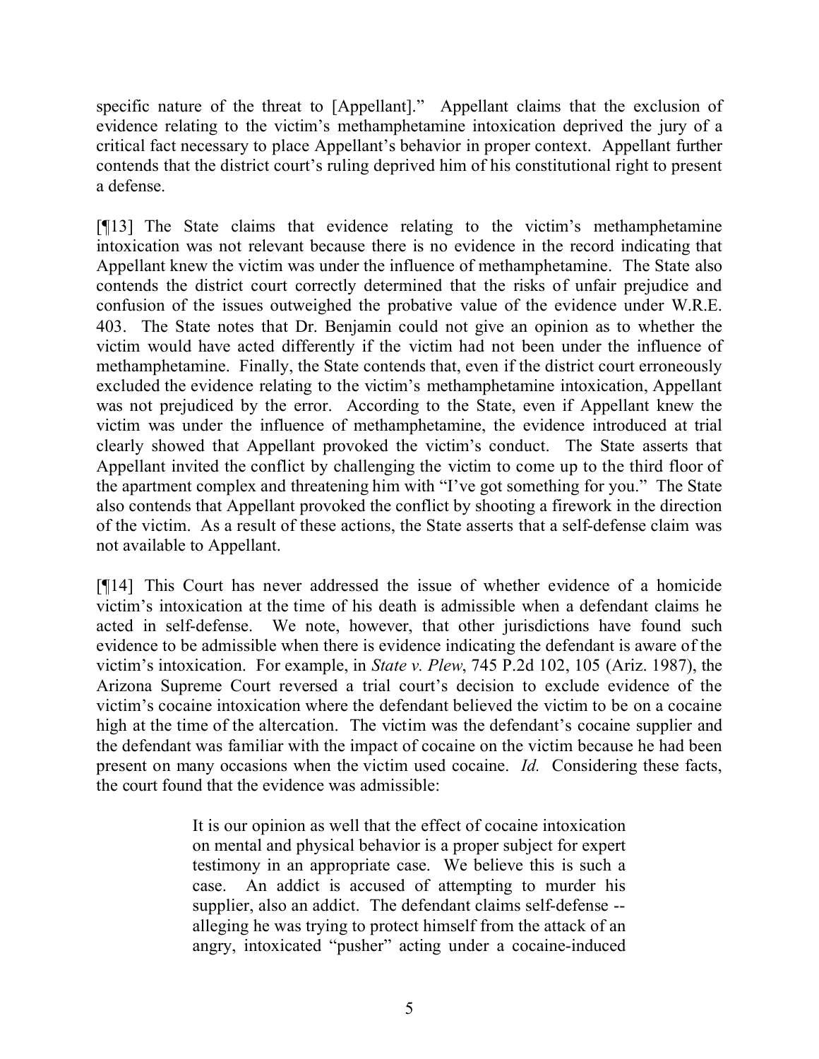specific nature of the threat to [Appellant]." Appellant claims that the exclusion of evidence relating to the victim's methamphetamine intoxication deprived the jury of a critical fact necessary to place Appellant's behavior in proper context. Appellant further contends that the district court's ruling deprived him of his constitutional right to present a defense.

[¶13] The State claims that evidence relating to the victim's methamphetamine intoxication was not relevant because there is no evidence in the record indicating that Appellant knew the victim was under the influence of methamphetamine. The State also contends the district court correctly determined that the risks of unfair prejudice and confusion of the issues outweighed the probative value of the evidence under W.R.E. 403. The State notes that Dr. Benjamin could not give an opinion as to whether the victim would have acted differently if the victim had not been under the influence of methamphetamine. Finally, the State contends that, even if the district court erroneously excluded the evidence relating to the victim's methamphetamine intoxication, Appellant was not prejudiced by the error. According to the State, even if Appellant knew the victim was under the influence of methamphetamine, the evidence introduced at trial clearly showed that Appellant provoked the victim's conduct. The State asserts that Appellant invited the conflict by challenging the victim to come up to the third floor of the apartment complex and threatening him with "I've got something for you." The State also contends that Appellant provoked the conflict by shooting a firework in the direction of the victim. As a result of these actions, the State asserts that a self-defense claim was not available to Appellant.

[¶14] This Court has never addressed the issue of whether evidence of a homicide victim's intoxication at the time of his death is admissible when a defendant claims he acted in self-defense. We note, however, that other jurisdictions have found such evidence to be admissible when there is evidence indicating the defendant is aware of the victim's intoxication. For example, in *State v. Plew*, 745 P.2d 102, 105 (Ariz. 1987), the Arizona Supreme Court reversed a trial court's decision to exclude evidence of the victim's cocaine intoxication where the defendant believed the victim to be on a cocaine high at the time of the altercation. The victim was the defendant's cocaine supplier and the defendant was familiar with the impact of cocaine on the victim because he had been present on many occasions when the victim used cocaine. *Id.* Considering these facts, the court found that the evidence was admissible:

> It is our opinion as well that the effect of cocaine intoxication on mental and physical behavior is a proper subject for expert testimony in an appropriate case. We believe this is such a case. An addict is accused of attempting to murder his supplier, also an addict. The defendant claims self-defense -- alleging he was trying to protect himself from the attack of an angry, intoxicated "pusher" acting under a cocaine-induced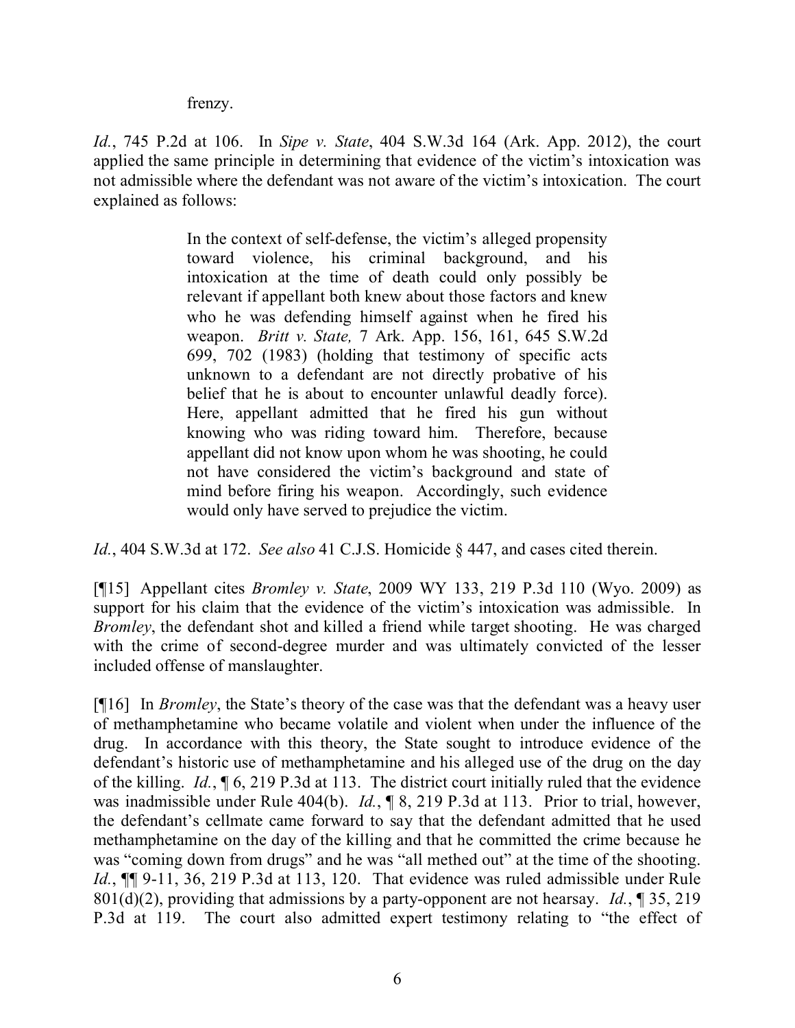> frenzy.

*Id.*, 745 P.2d at 106. In *Sipe v. State*, 404 S.W.3d 164 (Ark. App. 2012), the court applied the same principle in determining that evidence of the victim's intoxication was not admissible where the defendant was not aware of the victim's intoxication. The court explained as follows:

> In the context of self-defense, the victim's alleged propensity toward violence, his criminal background, and his intoxication at the time of death could only possibly be relevant if appellant both knew about those factors and knew who he was defending himself against when he fired his weapon. *Britt v. State,* 7 Ark. App. 156, 161, 645 S.W.2d 699, 702 (1983) (holding that testimony of specific acts unknown to a defendant are not directly probative of his belief that he is about to encounter unlawful deadly force). Here, appellant admitted that he fired his gun without knowing who was riding toward him. Therefore, because appellant did not know upon whom he was shooting, he could not have considered the victim's background and state of mind before firing his weapon. Accordingly, such evidence would only have served to prejudice the victim.

*Id.*, 404 S.W.3d at 172. *See also* 41 C.J.S. Homicide § 447, and cases cited therein.

[¶15] Appellant cites *Bromley v. State*, 2009 WY 133, 219 P.3d 110 (Wyo. 2009) as support for his claim that the evidence of the victim's intoxication was admissible. In *Bromley*, the defendant shot and killed a friend while target shooting. He was charged with the crime of second-degree murder and was ultimately convicted of the lesser included offense of manslaughter.

[¶16] In *Bromley*, the State's theory of the case was that the defendant was a heavy user of methamphetamine who became volatile and violent when under the influence of the drug. In accordance with this theory, the State sought to introduce evidence of the defendant's historic use of methamphetamine and his alleged use of the drug on the day of the killing. *Id.*, ¶ 6, 219 P.3d at 113. The district court initially ruled that the evidence was inadmissible under Rule 404(b). *Id.*, ¶ 8, 219 P.3d at 113. Prior to trial, however, the defendant's cellmate came forward to say that the defendant admitted that he used methamphetamine on the day of the killing and that he committed the crime because he was "coming down from drugs" and he was "all methed out" at the time of the shooting. *Id.*, ¶¶ 9-11, 36, 219 P.3d at 113, 120. That evidence was ruled admissible under Rule 801(d)(2), providing that admissions by a party-opponent are not hearsay. *Id.*, ¶ 35, 219 P.3d at 119. The court also admitted expert testimony relating to "the effect of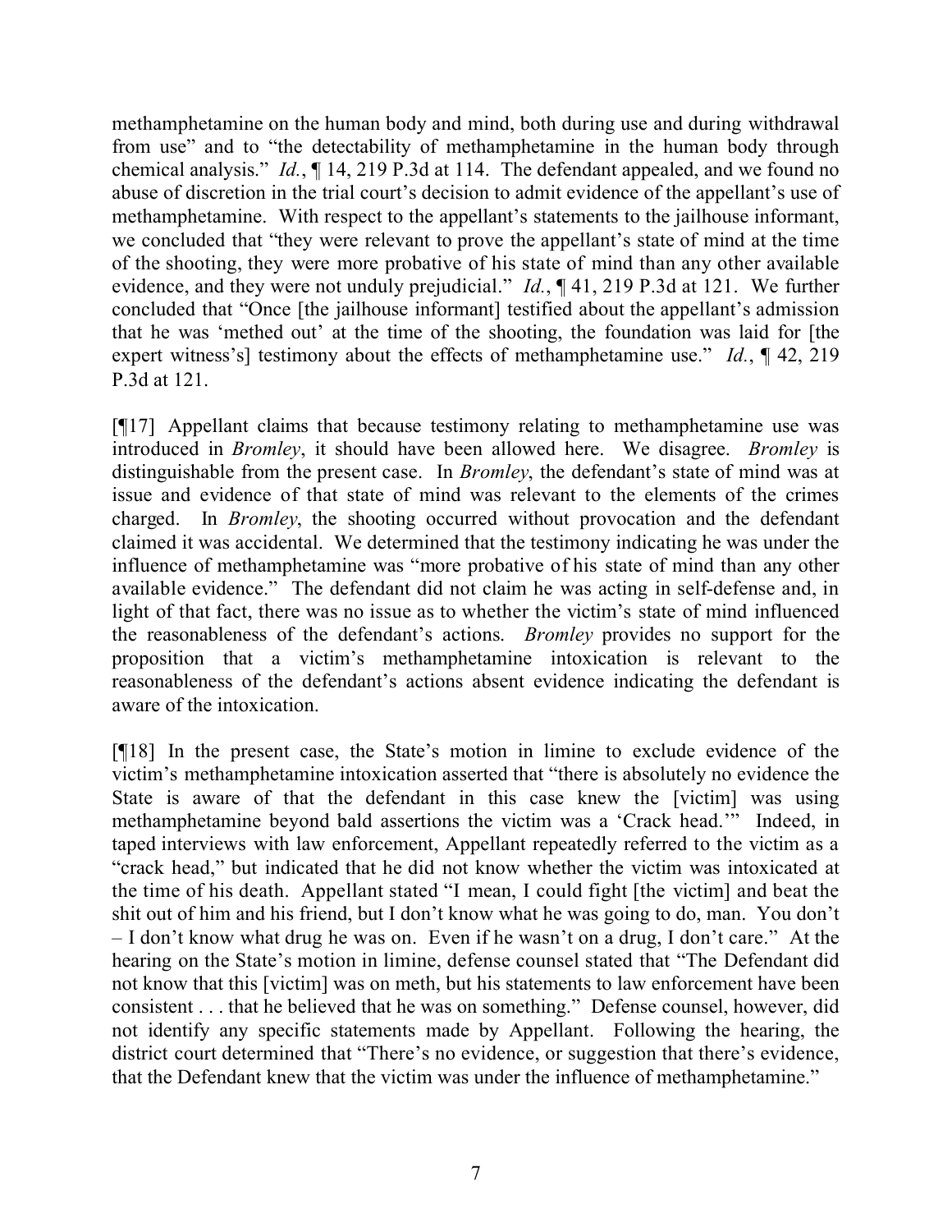methamphetamine on the human body and mind, both during use and during withdrawal from use" and to "the detectability of methamphetamine in the human body through chemical analysis." *Id.*, ¶ 14, 219 P.3d at 114. The defendant appealed, and we found no abuse of discretion in the trial court's decision to admit evidence of the appellant's use of methamphetamine. With respect to the appellant's statements to the jailhouse informant, we concluded that "they were relevant to prove the appellant's state of mind at the time of the shooting, they were more probative of his state of mind than any other available evidence, and they were not unduly prejudicial." *Id.*, ¶ 41, 219 P.3d at 121. We further concluded that "Once [the jailhouse informant] testified about the appellant's admission that he was 'methed out' at the time of the shooting, the foundation was laid for [the expert witness's] testimony about the effects of methamphetamine use." *Id.*, ¶ 42, 219 P.3d at 121.

[¶17] Appellant claims that because testimony relating to methamphetamine use was introduced in *Bromley*, it should have been allowed here. We disagree. *Bromley* is distinguishable from the present case. In *Bromley*, the defendant's state of mind was at issue and evidence of that state of mind was relevant to the elements of the crimes charged. In *Bromley*, the shooting occurred without provocation and the defendant claimed it was accidental. We determined that the testimony indicating he was under the influence of methamphetamine was "more probative of his state of mind than any other available evidence." The defendant did not claim he was acting in self-defense and, in light of that fact, there was no issue as to whether the victim's state of mind influenced the reasonableness of the defendant's actions. *Bromley* provides no support for the proposition that a victim's methamphetamine intoxication is relevant to the reasonableness of the defendant's actions absent evidence indicating the defendant is aware of the intoxication.

[¶18] In the present case, the State's motion in limine to exclude evidence of the victim's methamphetamine intoxication asserted that "there is absolutely no evidence the State is aware of that the defendant in this case knew the [victim] was using methamphetamine beyond bald assertions the victim was a 'Crack head.'" Indeed, in taped interviews with law enforcement, Appellant repeatedly referred to the victim as a "crack head," but indicated that he did not know whether the victim was intoxicated at the time of his death. Appellant stated "I mean, I could fight [the victim] and beat the shit out of him and his friend, but I don't know what he was going to do, man. You don't – I don't know what drug he was on. Even if he wasn't on a drug, I don't care." At the hearing on the State's motion in limine, defense counsel stated that "The Defendant did not know that this [victim] was on meth, but his statements to law enforcement have been consistent . . . that he believed that he was on something." Defense counsel, however, did not identify any specific statements made by Appellant. Following the hearing, the district court determined that "There's no evidence, or suggestion that there's evidence, that the Defendant knew that the victim was under the influence of methamphetamine."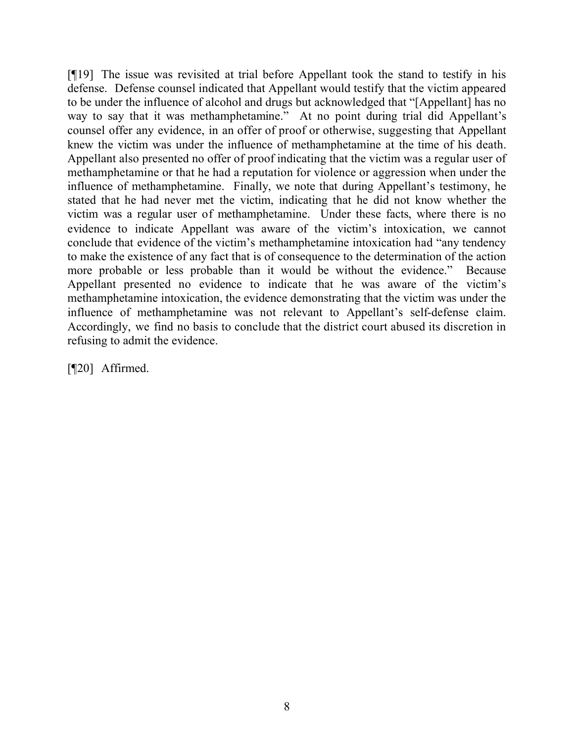[¶19] The issue was revisited at trial before Appellant took the stand to testify in his defense. Defense counsel indicated that Appellant would testify that the victim appeared to be under the influence of alcohol and drugs but acknowledged that "[Appellant] has no way to say that it was methamphetamine." At no point during trial did Appellant's counsel offer any evidence, in an offer of proof or otherwise, suggesting that Appellant knew the victim was under the influence of methamphetamine at the time of his death. Appellant also presented no offer of proof indicating that the victim was a regular user of methamphetamine or that he had a reputation for violence or aggression when under the influence of methamphetamine. Finally, we note that during Appellant's testimony, he stated that he had never met the victim, indicating that he did not know whether the victim was a regular user of methamphetamine. Under these facts, where there is no evidence to indicate Appellant was aware of the victim's intoxication, we cannot conclude that evidence of the victim's methamphetamine intoxication had "any tendency to make the existence of any fact that is of consequence to the determination of the action more probable or less probable than it would be without the evidence." Because Appellant presented no evidence to indicate that he was aware of the victim's methamphetamine intoxication, the evidence demonstrating that the victim was under the influence of methamphetamine was not relevant to Appellant's self-defense claim. Accordingly, we find no basis to conclude that the district court abused its discretion in refusing to admit the evidence.

[¶20] Affirmed.